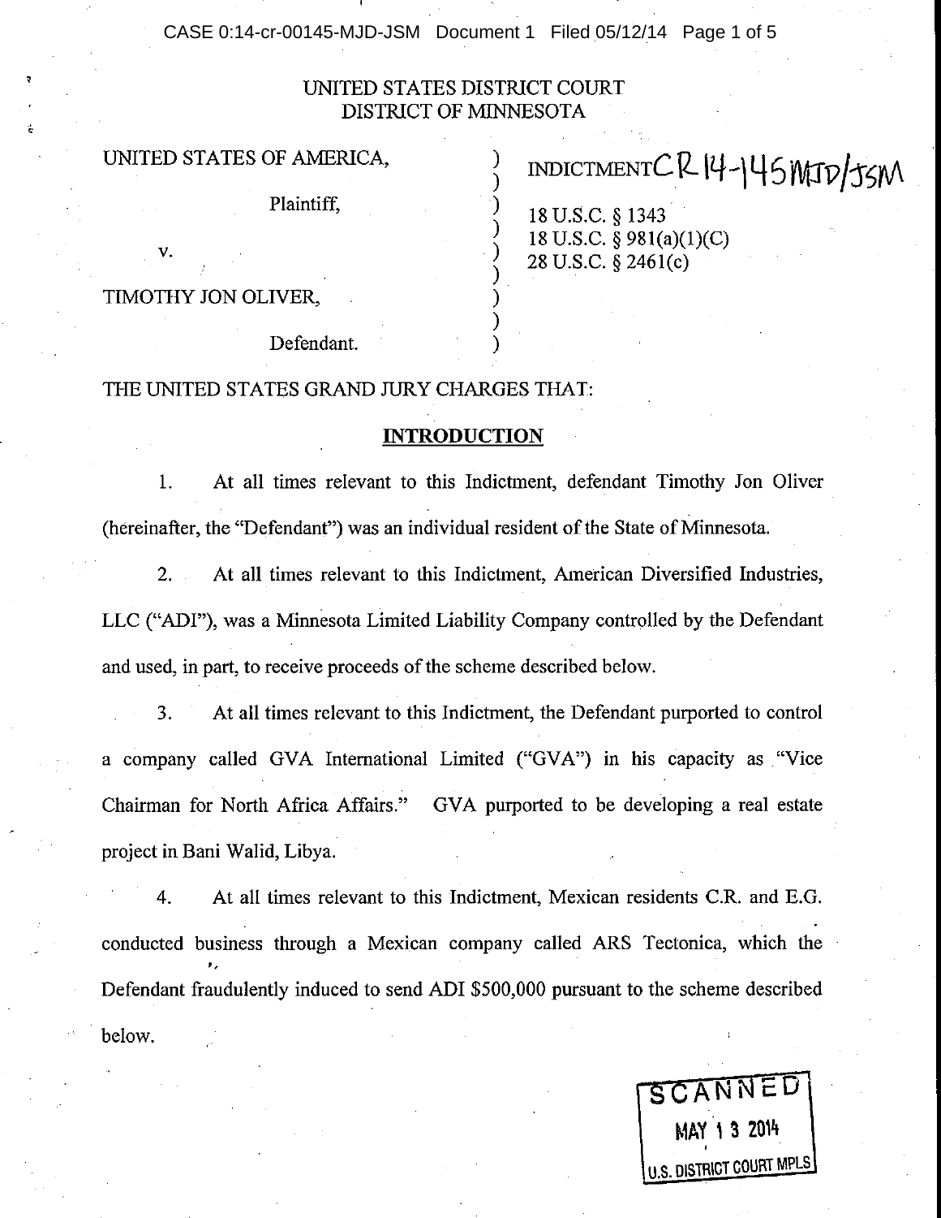UNITED STATES DISTRICT COURT
DISTRICT OF MINNESOTA

| | | |
|---|---|---|
| UNITED STATES OF AMERICA, | ) | INDICTMENT CR 14-145 MJD/JSM |
| Plaintiff, | ) | 18 U.S.C. § 1343 |
| v. | ) | 18 U.S.C. § 981(a)(1)(C) |
| | ) | 28 U.S.C. § 2461(c) |
| TIMOTHY JON OLIVER, | ) | |
| Defendant. | ) | |

THE UNITED STATES GRAND JURY CHARGES THAT:

## INTRODUCTION

1. At all times relevant to this Indictment, defendant Timothy Jon Oliver (hereinafter, the "Defendant") was an individual resident of the State of Minnesota.

2. At all times relevant to this Indictment, American Diversified Industries, LLC ("ADI"), was a Minnesota Limited Liability Company controlled by the Defendant and used, in part, to receive proceeds of the scheme described below.

3. At all times relevant to this Indictment, the Defendant purported to control a company called GVA International Limited ("GVA") in his capacity as "Vice Chairman for North Africa Affairs." GVA purported to be developing a real estate project in Bani Walid, Libya.

4. At all times relevant to this Indictment, Mexican residents C.R. and E.G. conducted business through a Mexican company called ARS Tectonica, which the Defendant fraudulently induced to send ADI $500,000 pursuant to the scheme described below.

SCANNED
MAY 13 2014
U.S. DISTRICT COURT MPLS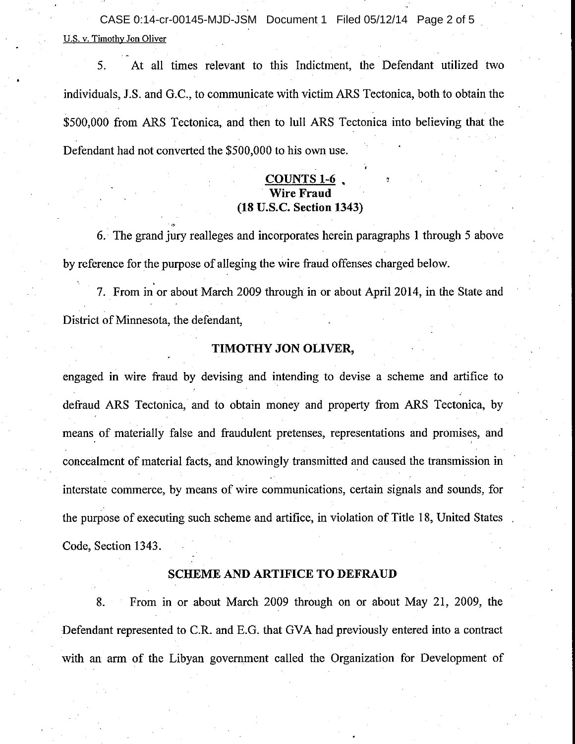5. At all times relevant to this Indictment, the Defendant utilized two individuals, J.S. and G.C., to communicate with victim ARS Tectonica, both to obtain the $500,000 from ARS Tectonica, and then to lull ARS Tectonica into believing that the Defendant had not converted the $500,000 to his own use.

**COUNTS 1-6**
**Wire Fraud**
**(18 U.S.C. Section 1343)**

6. The grand jury realleges and incorporates herein paragraphs 1 through 5 above by reference for the purpose of alleging the wire fraud offenses charged below.

7. From in or about March 2009 through in or about April 2014, in the State and District of Minnesota, the defendant,

**TIMOTHY JON OLIVER,**

engaged in wire fraud by devising and intending to devise a scheme and artifice to defraud ARS Tectonica, and to obtain money and property from ARS Tectonica, by means of materially false and fraudulent pretenses, representations and promises, and concealment of material facts, and knowingly transmitted and caused the transmission in interstate commerce, by means of wire communications, certain signals and sounds, for the purpose of executing such scheme and artifice, in violation of Title 18, United States Code, Section 1343.

**SCHEME AND ARTIFICE TO DEFRAUD**

8. From in or about March 2009 through on or about May 21, 2009, the Defendant represented to C.R. and E.G. that GVA had previously entered into a contract with an arm of the Libyan government called the Organization for Development of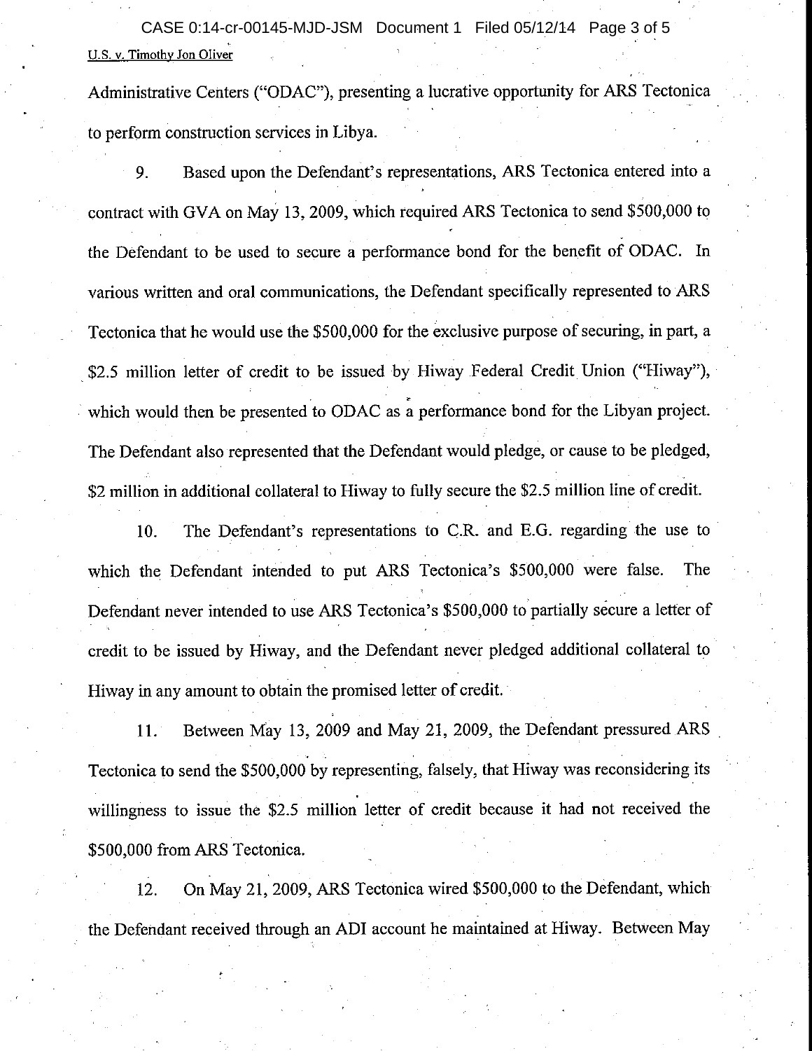Administrative Centers ("ODAC"), presenting a lucrative opportunity for ARS Tectonica to perform construction services in Libya.

9. Based upon the Defendant's representations, ARS Tectonica entered into a contract with GVA on May 13, 2009, which required ARS Tectonica to send $500,000 to the Defendant to be used to secure a performance bond for the benefit of ODAC. In various written and oral communications, the Defendant specifically represented to ARS Tectonica that he would use the $500,000 for the exclusive purpose of securing, in part, a $2.5 million letter of credit to be issued by Hiway Federal Credit Union ("Hiway"), which would then be presented to ODAC as a performance bond for the Libyan project. The Defendant also represented that the Defendant would pledge, or cause to be pledged, $2 million in additional collateral to Hiway to fully secure the $2.5 million line of credit.

10. The Defendant's representations to C.R. and E.G. regarding the use to which the Defendant intended to put ARS Tectonica's $500,000 were false. The Defendant never intended to use ARS Tectonica's $500,000 to partially secure a letter of credit to be issued by Hiway, and the Defendant never pledged additional collateral to Hiway in any amount to obtain the promised letter of credit.

11. Between May 13, 2009 and May 21, 2009, the Defendant pressured ARS Tectonica to send the $500,000 by representing, falsely, that Hiway was reconsidering its willingness to issue the $2.5 million letter of credit because it had not received the $500,000 from ARS Tectonica.

12. On May 21, 2009, ARS Tectonica wired $500,000 to the Defendant, which the Defendant received through an ADI account he maintained at Hiway. Between May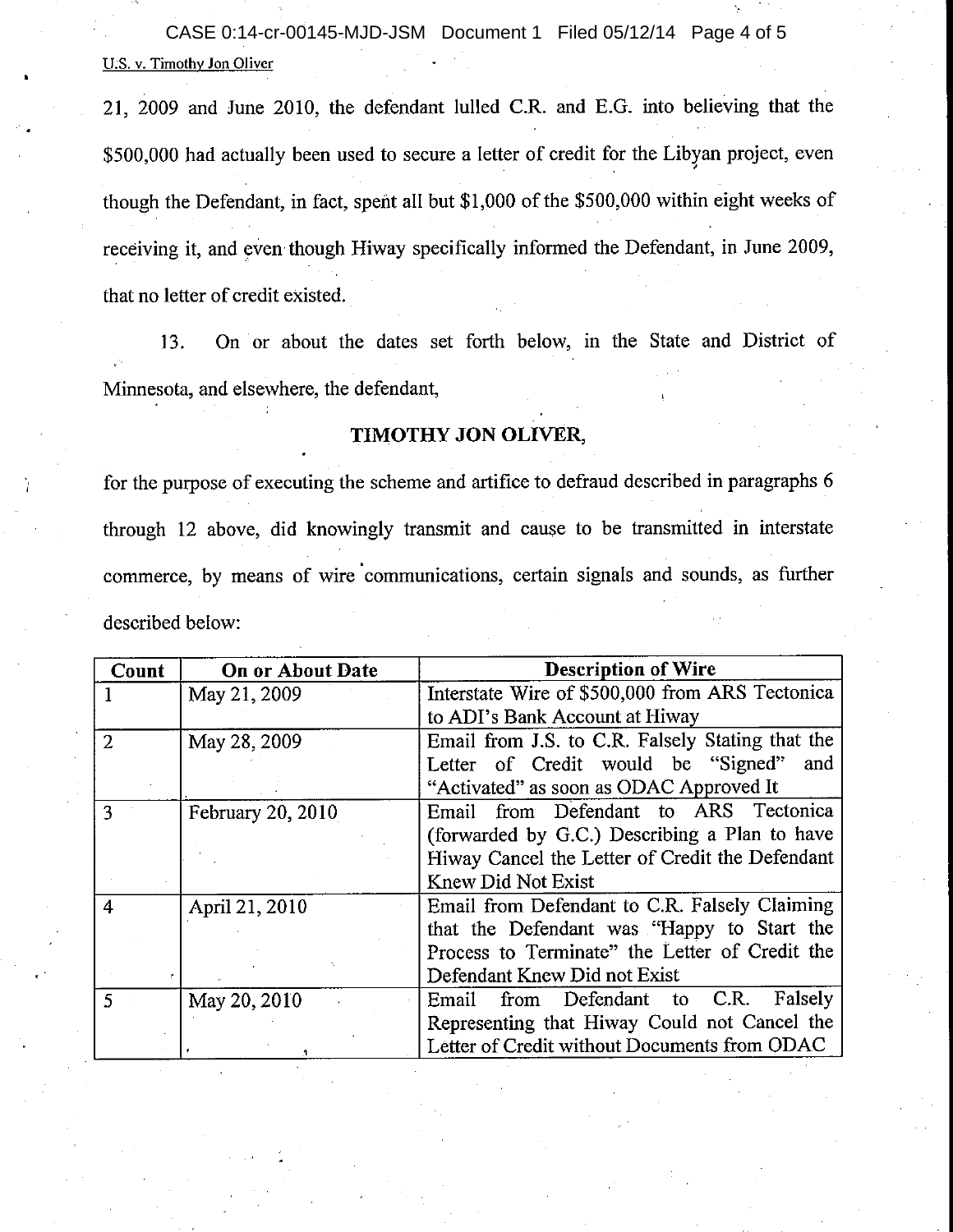21, 2009 and June 2010, the defendant lulled C.R. and E.G. into believing that the $500,000 had actually been used to secure a letter of credit for the Libyan project, even though the Defendant, in fact, spent all but $1,000 of the $500,000 within eight weeks of receiving it, and even though Hiway specifically informed the Defendant, in June 2009, that no letter of credit existed.

13. On or about the dates set forth below, in the State and District of Minnesota, and elsewhere, the defendant,

**TIMOTHY JON OLIVER,**

for the purpose of executing the scheme and artifice to defraud described in paragraphs 6 through 12 above, did knowingly transmit and cause to be transmitted in interstate commerce, by means of wire communications, certain signals and sounds, as further described below:

| Count | On or About Date | Description of Wire |
|---|---|---|
| 1 | May 21, 2009 | Interstate Wire of $500,000 from ARS Tectonica to ADI's Bank Account at Hiway |
| 2 | May 28, 2009 | Email from J.S. to C.R. Falsely Stating that the Letter of Credit would be "Signed" and "Activated" as soon as ODAC Approved It |
| 3 | February 20, 2010 | Email from Defendant to ARS Tectonica (forwarded by G.C.) Describing a Plan to have Hiway Cancel the Letter of Credit the Defendant Knew Did Not Exist |
| 4 | April 21, 2010 | Email from Defendant to C.R. Falsely Claiming that the Defendant was "Happy to Start the Process to Terminate" the Letter of Credit the Defendant Knew Did not Exist |
| 5 | May 20, 2010 | Email from Defendant to C.R. Falsely Representing that Hiway Could not Cancel the Letter of Credit without Documents from ODAC |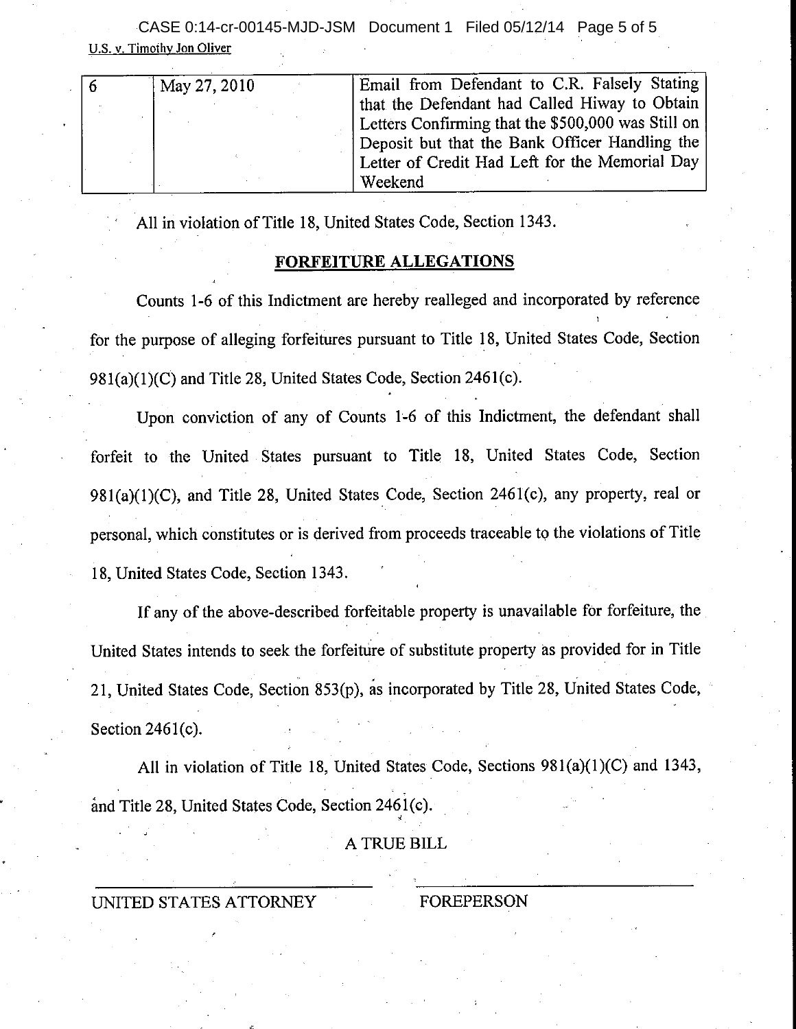| | | |
|---|---|---|
| 6 | May 27, 2010 | Email from Defendant to C.R. Falsely Stating that the Defendant had Called Hiway to Obtain Letters Confirming that the $500,000 was Still on Deposit but that the Bank Officer Handling the Letter of Credit Had Left for the Memorial Day Weekend |

All in violation of Title 18, United States Code, Section 1343.

## FORFEITURE ALLEGATIONS

Counts 1-6 of this Indictment are hereby realleged and incorporated by reference for the purpose of alleging forfeitures pursuant to Title 18, United States Code, Section 981(a)(1)(C) and Title 28, United States Code, Section 2461(c).

Upon conviction of any of Counts 1-6 of this Indictment, the defendant shall forfeit to the United States pursuant to Title 18, United States Code, Section 981(a)(1)(C), and Title 28, United States Code, Section 2461(c), any property, real or personal, which constitutes or is derived from proceeds traceable to the violations of Title 18, United States Code, Section 1343.

If any of the above-described forfeitable property is unavailable for forfeiture, the United States intends to seek the forfeiture of substitute property as provided for in Title 21, United States Code, Section 853(p), as incorporated by Title 28, United States Code, Section 2461(c).

All in violation of Title 18, United States Code, Sections 981(a)(1)(C) and 1343, and Title 28, United States Code, Section 2461(c).

A TRUE BILL

UNITED STATES ATTORNEY

FOREPERSON